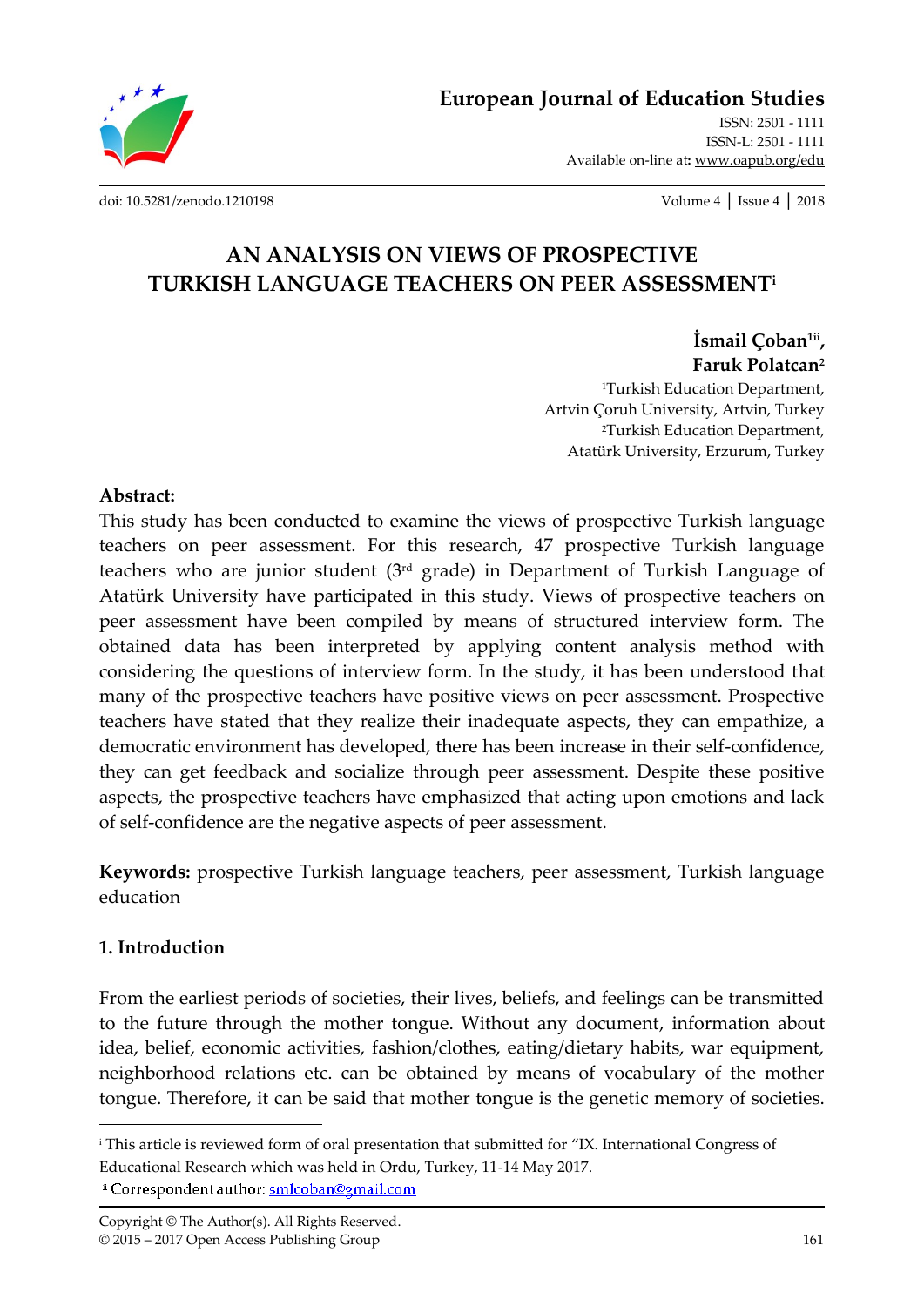# European Journal of Education Studies

ISSN: 2501 - 1111
ISSN-L: 2501 - 1111
Available on-line at: www.oapub.org/edu

doi: 10.5281/zenodo.1210198

## AN ANALYSIS ON VIEWS OF PROSPECTIVE TURKISH LANGUAGE TEACHERS ON PEER ASSESSMENT[i]

**İsmail Çoban[1ii], Faruk Polatcan[2]**

[1]Turkish Education Department, Artvin Çoruh University, Artvin, Turkey
[2]Turkish Education Department, Atatürk University, Erzurum, Turkey

**Abstract:**

This study has been conducted to examine the views of prospective Turkish language teachers on peer assessment. For this research, 47 prospective Turkish language teachers who are junior student (3rd grade) in Department of Turkish Language of Atatürk University have participated in this study. Views of prospective teachers on peer assessment have been compiled by means of structured interview form. The obtained data has been interpreted by applying content analysis method with considering the questions of interview form. In the study, it has been understood that many of the prospective teachers have positive views on peer assessment. Prospective teachers have stated that they realize their inadequate aspects, they can empathize, a democratic environment has developed, there has been increase in their self-confidence, they can get feedback and socialize through peer assessment. Despite these positive aspects, the prospective teachers have emphasized that acting upon emotions and lack of self-confidence are the negative aspects of peer assessment.

**Keywords:** prospective Turkish language teachers, peer assessment, Turkish language education

### 1. Introduction

From the earliest periods of societies, their lives, beliefs, and feelings can be transmitted to the future through the mother tongue. Without any document, information about idea, belief, economic activities, fashion/clothes, eating/dietary habits, war equipment, neighborhood relations etc. can be obtained by means of vocabulary of the mother tongue. Therefore, it can be said that mother tongue is the genetic memory of societies.

---

[i] This article is reviewed form of oral presentation that submitted for "IX. International Congress of Educational Research which was held in Ordu, Turkey, 11-14 May 2017.

[ii] Correspondent author: smlcoban@gmail.com

Copyright © The Author(s). All Rights Reserved.
© 2015 – 2017 Open Access Publishing Group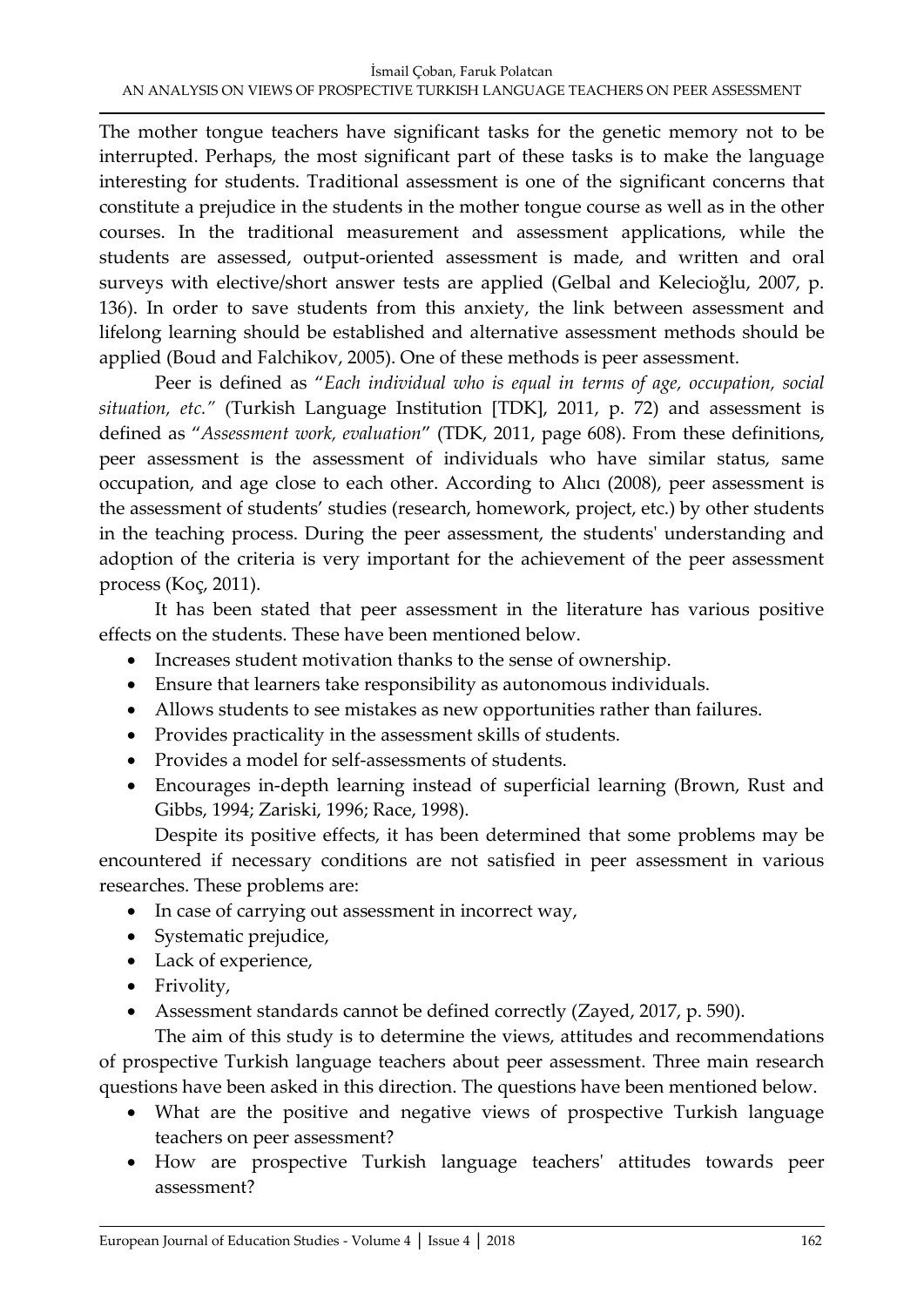The mother tongue teachers have significant tasks for the genetic memory not to be interrupted. Perhaps, the most significant part of these tasks is to make the language interesting for students. Traditional assessment is one of the significant concerns that constitute a prejudice in the students in the mother tongue course as well as in the other courses. In the traditional measurement and assessment applications, while the students are assessed, output-oriented assessment is made, and written and oral surveys with elective/short answer tests are applied (Gelbal and Kelecioğlu, 2007, p. 136). In order to save students from this anxiety, the link between assessment and lifelong learning should be established and alternative assessment methods should be applied (Boud and Falchikov, 2005). One of these methods is peer assessment.

Peer is defined as "*Each individual who is equal in terms of age, occupation, social situation, etc.*" (Turkish Language Institution [TDK], 2011, p. 72) and assessment is defined as "*Assessment work, evaluation*" (TDK, 2011, page 608). From these definitions, peer assessment is the assessment of individuals who have similar status, same occupation, and age close to each other. According to Alıcı (2008), peer assessment is the assessment of students' studies (research, homework, project, etc.) by other students in the teaching process. During the peer assessment, the students' understanding and adoption of the criteria is very important for the achievement of the peer assessment process (Koç, 2011).

It has been stated that peer assessment in the literature has various positive effects on the students. These have been mentioned below.

- Increases student motivation thanks to the sense of ownership.
- Ensure that learners take responsibility as autonomous individuals.
- Allows students to see mistakes as new opportunities rather than failures.
- Provides practicality in the assessment skills of students.
- Provides a model for self-assessments of students.
- Encourages in-depth learning instead of superficial learning (Brown, Rust and Gibbs, 1994; Zariski, 1996; Race, 1998).

Despite its positive effects, it has been determined that some problems may be encountered if necessary conditions are not satisfied in peer assessment in various researches. These problems are:

- In case of carrying out assessment in incorrect way,
- Systematic prejudice,
- Lack of experience,
- Frivolity,
- Assessment standards cannot be defined correctly (Zayed, 2017, p. 590).

The aim of this study is to determine the views, attitudes and recommendations of prospective Turkish language teachers about peer assessment. Three main research questions have been asked in this direction. The questions have been mentioned below.

- What are the positive and negative views of prospective Turkish language teachers on peer assessment?
- How are prospective Turkish language teachers' attitudes towards peer assessment?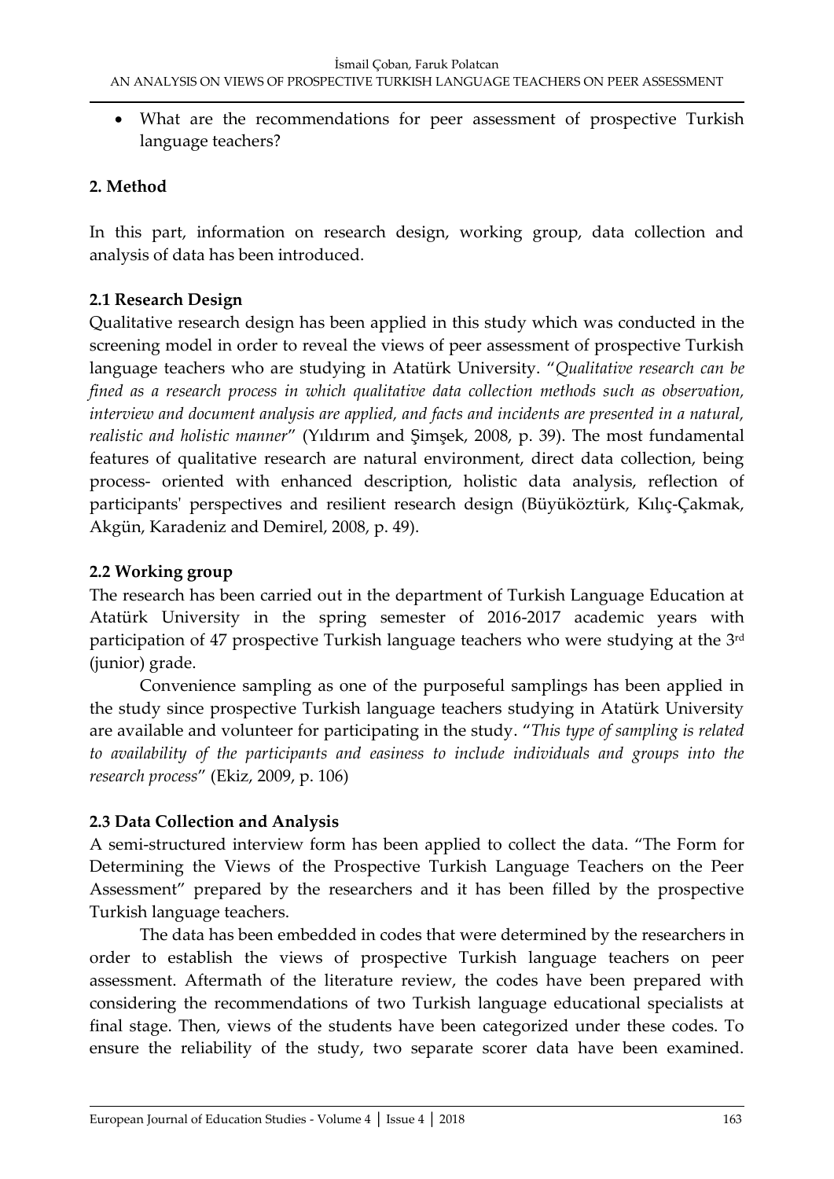- What are the recommendations for peer assessment of prospective Turkish language teachers?

## 2. Method

In this part, information on research design, working group, data collection and analysis of data has been introduced.

### 2.1 Research Design

Qualitative research design has been applied in this study which was conducted in the screening model in order to reveal the views of peer assessment of prospective Turkish language teachers who are studying in Atatürk University. "*Qualitative research can be fined as a research process in which qualitative data collection methods such as observation, interview and document analysis are applied, and facts and incidents are presented in a natural, realistic and holistic manner*" (Yıldırım and Şimşek, 2008, p. 39). The most fundamental features of qualitative research are natural environment, direct data collection, being process- oriented with enhanced description, holistic data analysis, reflection of participants' perspectives and resilient research design (Büyüköztürk, Kılıç-Çakmak, Akgün, Karadeniz and Demirel, 2008, p. 49).

### 2.2 Working group

The research has been carried out in the department of Turkish Language Education at Atatürk University in the spring semester of 2016-2017 academic years with participation of 47 prospective Turkish language teachers who were studying at the 3rd (junior) grade.

Convenience sampling as one of the purposeful samplings has been applied in the study since prospective Turkish language teachers studying in Atatürk University are available and volunteer for participating in the study. "*This type of sampling is related to availability of the participants and easiness to include individuals and groups into the research process*" (Ekiz, 2009, p. 106)

### 2.3 Data Collection and Analysis

A semi-structured interview form has been applied to collect the data. "The Form for Determining the Views of the Prospective Turkish Language Teachers on the Peer Assessment" prepared by the researchers and it has been filled by the prospective Turkish language teachers.

The data has been embedded in codes that were determined by the researchers in order to establish the views of prospective Turkish language teachers on peer assessment. Aftermath of the literature review, the codes have been prepared with considering the recommendations of two Turkish language educational specialists at final stage. Then, views of the students have been categorized under these codes. To ensure the reliability of the study, two separate scorer data have been examined.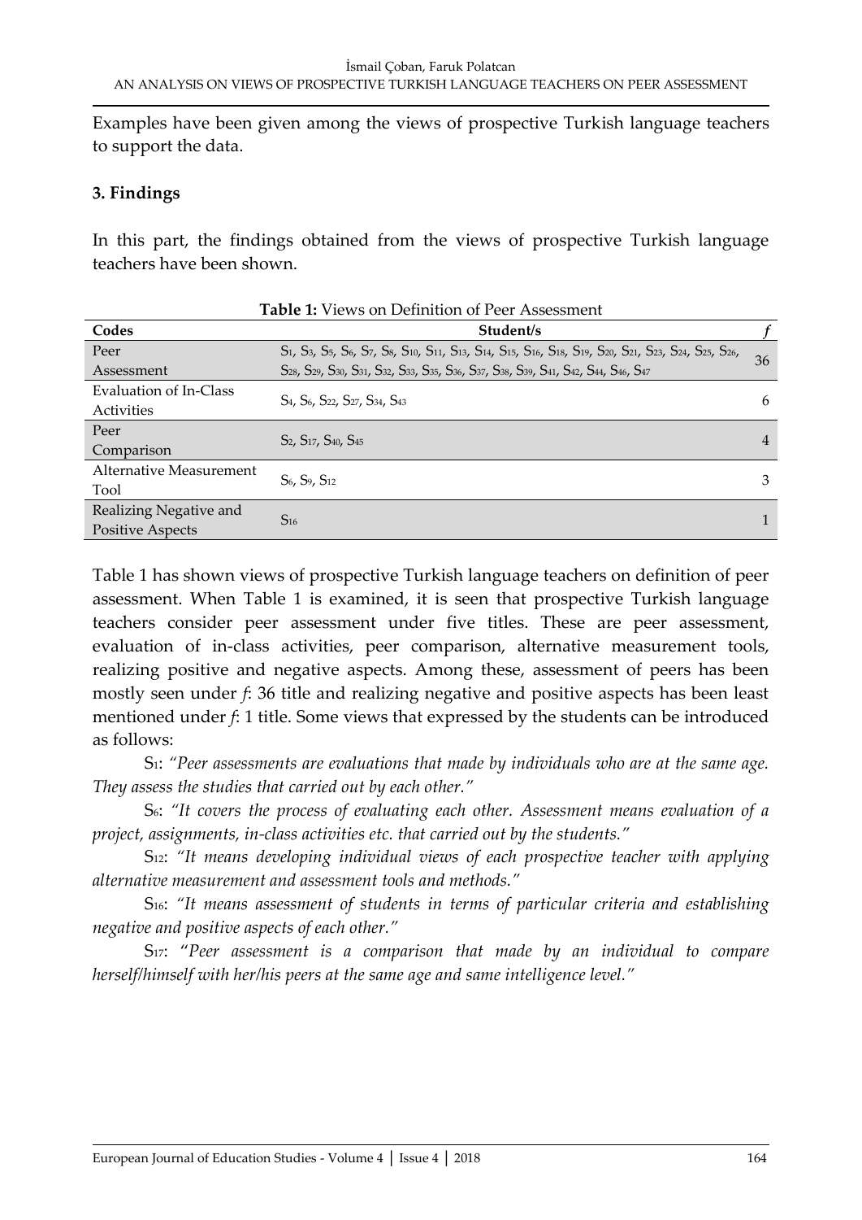Examples have been given among the views of prospective Turkish language teachers to support the data.

## 3. Findings

In this part, the findings obtained from the views of prospective Turkish language teachers have been shown.

**Table 1:** Views on Definition of Peer Assessment

| Codes | Student/s | *f* |
|---|---|---|
| Peer Assessment | $S_1$, $S_3$, $S_5$, $S_6$, $S_7$, $S_8$, $S_{10}$, $S_{11}$, $S_{13}$, $S_{14}$, $S_{15}$, $S_{16}$, $S_{18}$, $S_{19}$, $S_{20}$, $S_{21}$, $S_{23}$, $S_{24}$, $S_{25}$, $S_{26}$, $S_{28}$, $S_{29}$, $S_{30}$, $S_{31}$, $S_{32}$, $S_{33}$, $S_{35}$, $S_{36}$, $S_{37}$, $S_{38}$, $S_{39}$, $S_{41}$, $S_{42}$, $S_{44}$, $S_{46}$, $S_{47}$ | 36 |
| Evaluation of In-Class Activities | $S_4$, $S_6$, $S_{22}$, $S_{27}$, $S_{34}$, $S_{43}$ | 6 |
| Peer Comparison | $S_2$, $S_{17}$, $S_{40}$, $S_{45}$ | 4 |
| Alternative Measurement Tool | $S_6$, $S_9$, $S_{12}$ | 3 |
| Realizing Negative and Positive Aspects | $S_{16}$ | 1 |

Table 1 has shown views of prospective Turkish language teachers on definition of peer assessment. When Table 1 is examined, it is seen that prospective Turkish language teachers consider peer assessment under five titles. These are peer assessment, evaluation of in-class activities, peer comparison, alternative measurement tools, realizing positive and negative aspects. Among these, assessment of peers has been mostly seen under *f*: 36 title and realizing negative and positive aspects has been least mentioned under *f*: 1 title. Some views that expressed by the students can be introduced as follows:

$S_1$: *"Peer assessments are evaluations that made by individuals who are at the same age. They assess the studies that carried out by each other."*

$S_6$: *"It covers the process of evaluating each other. Assessment means evaluation of a project, assignments, in-class activities etc. that carried out by the students."*

$S_{12}$: *"It means developing individual views of each prospective teacher with applying alternative measurement and assessment tools and methods."*

$S_{16}$: *"It means assessment of students in terms of particular criteria and establishing negative and positive aspects of each other."*

$S_{17}$: *"Peer assessment is a comparison that made by an individual to compare herself/himself with her/his peers at the same age and same intelligence level."*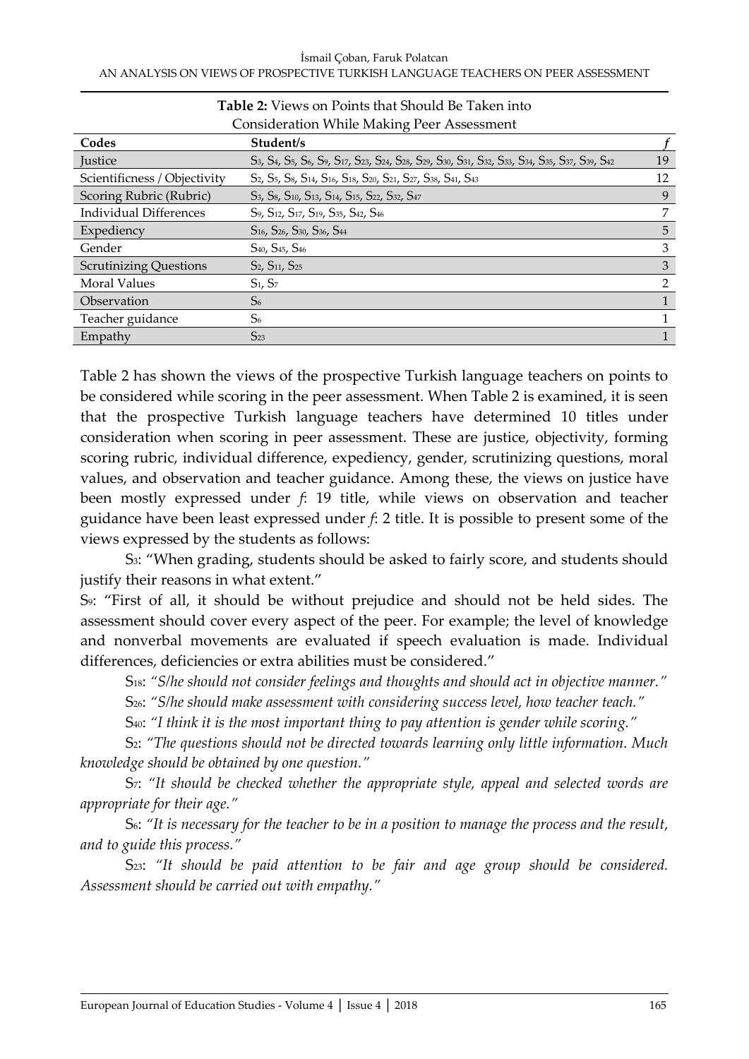**Table 2:** Views on Points that Should Be Taken into Consideration While Making Peer Assessment

| Codes | Student/s | *f* |
|---|---|---|
| Justice | $S_3$, $S_4$, $S_5$, $S_6$, $S_9$, $S_{17}$, $S_{23}$, $S_{24}$, $S_{28}$, $S_{29}$, $S_{30}$, $S_{31}$, $S_{32}$, $S_{33}$, $S_{34}$, $S_{35}$, $S_{37}$, $S_{39}$, $S_{42}$ | 19 |
| Scientificness / Objectivity | $S_2$, $S_5$, $S_8$, $S_{14}$, $S_{16}$, $S_{18}$, $S_{20}$, $S_{21}$, $S_{27}$, $S_{38}$, $S_{41}$, $S_{43}$ | 12 |
| Scoring Rubric (Rubric) | $S_3$, $S_8$, $S_{10}$, $S_{13}$, $S_{14}$, $S_{15}$, $S_{22}$, $S_{32}$, $S_{47}$ | 9 |
| Individual Differences | $S_9$, $S_{12}$, $S_{17}$, $S_{19}$, $S_{35}$, $S_{42}$, $S_{46}$ | 7 |
| Expediency | $S_{16}$, $S_{26}$, $S_{30}$, $S_{36}$, $S_{44}$ | 5 |
| Gender | $S_{40}$, $S_{45}$, $S_{46}$ | 3 |
| Scrutinizing Questions | $S_2$, $S_{11}$, $S_{25}$ | 3 |
| Moral Values | $S_1$, $S_7$ | 2 |
| Observation | $S_6$ | 1 |
| Teacher guidance | $S_6$ | 1 |
| Empathy | $S_{23}$ | 1 |

Table 2 has shown the views of the prospective Turkish language teachers on points to be considered while scoring in the peer assessment. When Table 2 is examined, it is seen that the prospective Turkish language teachers have determined 10 titles under consideration when scoring in peer assessment. These are justice, objectivity, forming scoring rubric, individual difference, expediency, gender, scrutinizing questions, moral values, and observation and teacher guidance. Among these, the views on justice have been mostly expressed under *f*: 19 title, while views on observation and teacher guidance have been least expressed under *f*: 2 title. It is possible to present some of the views expressed by the students as follows:

$S_3$: "When grading, students should be asked to fairly score, and students should justify their reasons in what extent."

$S_9$: "First of all, it should be without prejudice and should not be held sides. The assessment should cover every aspect of the peer. For example; the level of knowledge and nonverbal movements are evaluated if speech evaluation is made. Individual differences, deficiencies or extra abilities must be considered."

$S_{18}$: *"S/he should not consider feelings and thoughts and should act in objective manner."*

$S_{26}$: *"S/he should make assessment with considering success level, how teacher teach."*

$S_{40}$: *"I think it is the most important thing to pay attention is gender while scoring."*

$S_2$: *"The questions should not be directed towards learning only little information. Much knowledge should be obtained by one question."*

$S_7$: *"It should be checked whether the appropriate style, appeal and selected words are appropriate for their age."*

$S_6$: *"It is necessary for the teacher to be in a position to manage the process and the result, and to guide this process."*

$S_{23}$: *"It should be paid attention to be fair and age group should be considered. Assessment should be carried out with empathy."*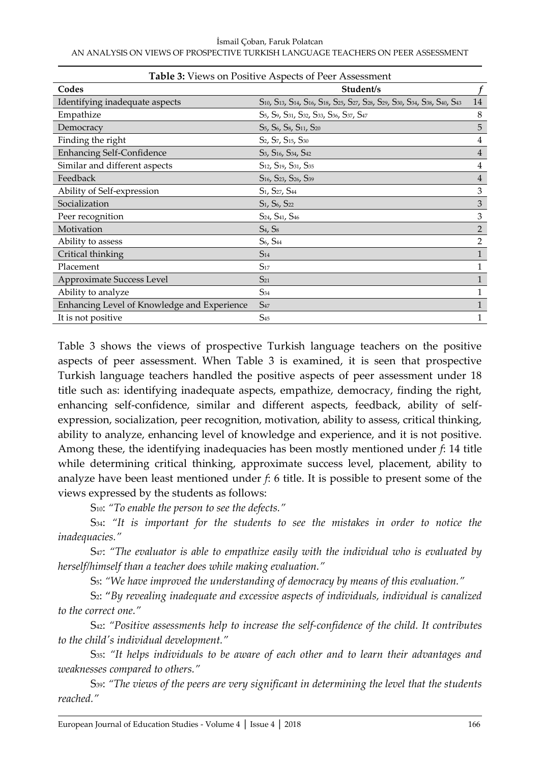**Table 3:** Views on Positive Aspects of Peer Assessment

| Codes | Student/s | *f* |
|---|---|---|
| Identifying inadequate aspects | $S_{10}$, $S_{13}$, $S_{14}$, $S_{16}$, $S_{18}$, $S_{25}$, $S_{27}$, $S_{28}$, $S_{29}$, $S_{30}$, $S_{34}$, $S_{38}$, $S_{40}$, $S_{43}$ | 14 |
| Empathize | $S_5$, $S_9$, $S_{31}$, $S_{32}$, $S_{33}$, $S_{36}$, $S_{37}$, $S_{47}$ | 8 |
| Democracy | $S_5$, $S_6$, $S_8$, $S_{11}$, $S_{20}$ | 5 |
| Finding the right | $S_2$, $S_7$, $S_{15}$, $S_{30}$ | 4 |
| Enhancing Self-Confidence | $S_3$, $S_{16}$, $S_{34}$, $S_{42}$ | 4 |
| Similar and different aspects | $S_{12}$, $S_{19}$, $S_{31}$, $S_{35}$ | 4 |
| Feedback | $S_{16}$, $S_{23}$, $S_{26}$, $S_{39}$ | 4 |
| Ability of Self-expression | $S_1$, $S_{27}$, $S_{44}$ | 3 |
| Socialization | $S_1$, $S_6$, $S_{22}$ | 3 |
| Peer recognition | $S_{24}$, $S_{41}$, $S_{46}$ | 3 |
| Motivation | $S_4$, $S_8$ | 2 |
| Ability to assess | $S_6$, $S_{44}$ | 2 |
| Critical thinking | $S_{14}$ | 1 |
| Placement | $S_{17}$ | 1 |
| Approximate Success Level | $S_{21}$ | 1 |
| Ability to analyze | $S_{34}$ | 1 |
| Enhancing Level of Knowledge and Experience | $S_{47}$ | 1 |
| It is not positive | $S_{45}$ | 1 |

Table 3 shows the views of prospective Turkish language teachers on the positive aspects of peer assessment. When Table 3 is examined, it is seen that prospective Turkish language teachers handled the positive aspects of peer assessment under 18 title such as: identifying inadequate aspects, empathize, democracy, finding the right, enhancing self-confidence, similar and different aspects, feedback, ability of self-expression, socialization, peer recognition, motivation, ability to assess, critical thinking, ability to analyze, enhancing level of knowledge and experience, and it is not positive. Among these, the identifying inadequacies has been mostly mentioned under *f*: 14 title while determining critical thinking, approximate success level, placement, ability to analyze have been least mentioned under *f*: 6 title. It is possible to present some of the views expressed by the students as follows:

$S_{10}$: *"To enable the person to see the defects."*

$S_{34}$: *"It is important for the students to see the mistakes in order to notice the inadequacies."*

$S_{47}$: *"The evaluator is able to empathize easily with the individual who is evaluated by herself/himself than a teacher does while making evaluation."*

$S_5$: *"We have improved the understanding of democracy by means of this evaluation."*

$S_2$: "*By revealing inadequate and excessive aspects of individuals, individual is canalized to the correct one."*

$S_{42}$: *"Positive assessments help to increase the self-confidence of the child. It contributes to the child's individual development."*

$S_{35}$: *"It helps individuals to be aware of each other and to learn their advantages and weaknesses compared to others."*

$S_{39}$: *"The views of the peers are very significant in determining the level that the students reached."*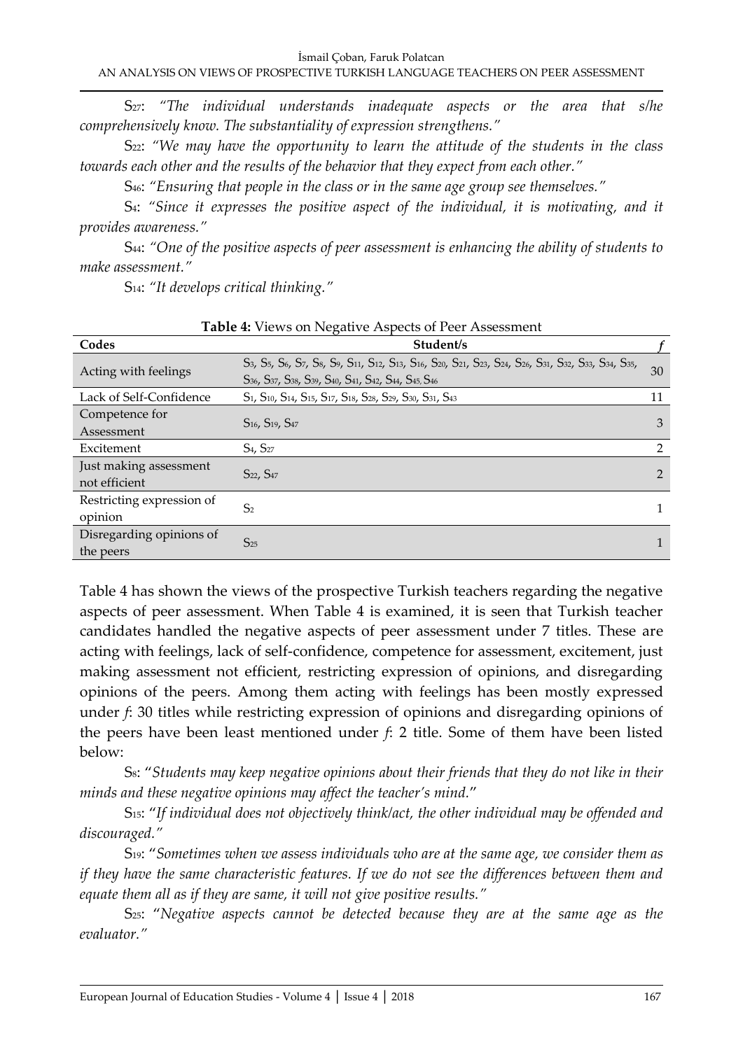$S_{27}$: *"The individual understands inadequate aspects or the area that s/he comprehensively know. The substantiality of expression strengthens."*

$S_{22}$: *"We may have the opportunity to learn the attitude of the students in the class towards each other and the results of the behavior that they expect from each other."*

$S_{46}$: *"Ensuring that people in the class or in the same age group see themselves."*

$S_{4}$: *"Since it expresses the positive aspect of the individual, it is motivating, and it provides awareness."*

$S_{44}$: *"One of the positive aspects of peer assessment is enhancing the ability of students to make assessment."*

$S_{14}$: *"It develops critical thinking."*

**Table 4:** Views on Negative Aspects of Peer Assessment

| Codes | Student/s | *f* |
|---|---|---|
| Acting with feelings | $S_3$, $S_5$, $S_6$, $S_7$, $S_8$, $S_9$, $S_{11}$, $S_{12}$, $S_{13}$, $S_{16}$, $S_{20}$, $S_{21}$, $S_{23}$, $S_{24}$, $S_{26}$, $S_{31}$, $S_{32}$, $S_{33}$, $S_{34}$, $S_{35}$, $S_{36}$, $S_{37}$, $S_{38}$, $S_{39}$, $S_{40}$, $S_{41}$, $S_{42}$, $S_{44}$, $S_{45}$, $S_{46}$ | 30 |
| Lack of Self-Confidence | $S_1$, $S_{10}$, $S_{14}$, $S_{15}$, $S_{17}$, $S_{18}$, $S_{28}$, $S_{29}$, $S_{30}$, $S_{31}$, $S_{43}$ | 11 |
| Competence for Assessment | $S_{16}$, $S_{19}$, $S_{47}$ | 3 |
| Excitement | $S_4$, $S_{27}$ | 2 |
| Just making assessment not efficient | $S_{22}$, $S_{47}$ | 2 |
| Restricting expression of opinion | $S_2$ | 1 |
| Disregarding opinions of the peers | $S_{25}$ | 1 |

Table 4 has shown the views of the prospective Turkish teachers regarding the negative aspects of peer assessment. When Table 4 is examined, it is seen that Turkish teacher candidates handled the negative aspects of peer assessment under 7 titles. These are acting with feelings, lack of self-confidence, competence for assessment, excitement, just making assessment not efficient, restricting expression of opinions, and disregarding opinions of the peers. Among them acting with feelings has been mostly expressed under *f*: 30 titles while restricting expression of opinions and disregarding opinions of the peers have been least mentioned under *f*: 2 title. Some of them have been listed below:

$S_8$: "*Students may keep negative opinions about their friends that they do not like in their minds and these negative opinions may affect the teacher's mind.*"

$S_{15}$: "*If individual does not objectively think/act, the other individual may be offended and discouraged."*

$S_{19}$: "*Sometimes when we assess individuals who are at the same age, we consider them as if they have the same characteristic features. If we do not see the differences between them and equate them all as if they are same, it will not give positive results."*

$S_{25}$: "*Negative aspects cannot be detected because they are at the same age as the evaluator."*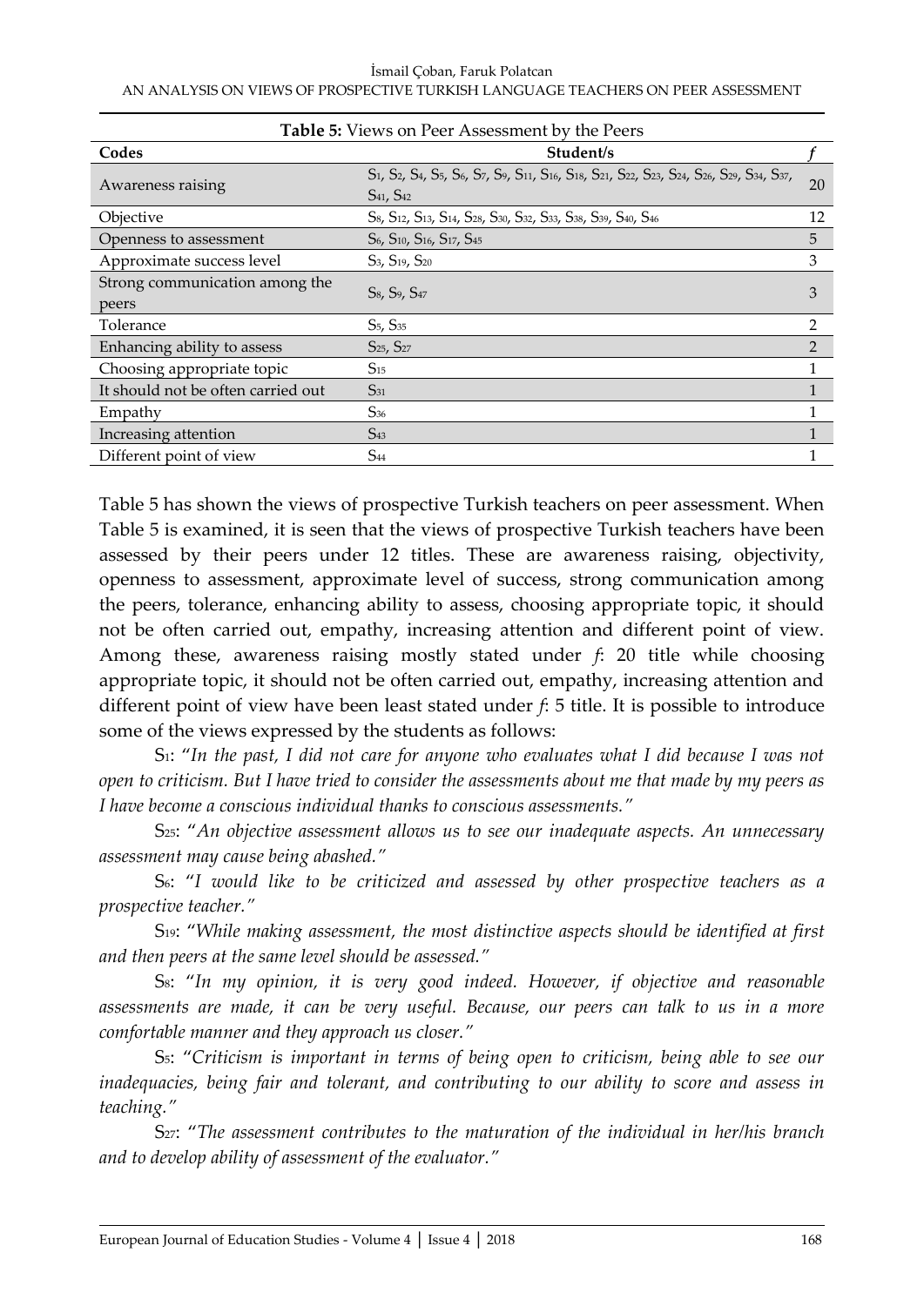**Table 5:** Views on Peer Assessment by the Peers

| Codes | Student/s | *f* |
|---|---|---|
| Awareness raising | $S_1$, $S_2$, $S_4$, $S_5$, $S_6$, $S_7$, $S_9$, $S_{11}$, $S_{16}$, $S_{18}$, $S_{21}$, $S_{22}$, $S_{23}$, $S_{24}$, $S_{26}$, $S_{29}$, $S_{34}$, $S_{37}$, $S_{41}$, $S_{42}$ | 20 |
| Objective | $S_8$, $S_{12}$, $S_{13}$, $S_{14}$, $S_{28}$, $S_{30}$, $S_{32}$, $S_{33}$, $S_{38}$, $S_{39}$, $S_{40}$, $S_{46}$ | 12 |
| Openness to assessment | $S_6$, $S_{10}$, $S_{16}$, $S_{17}$, $S_{45}$ | 5 |
| Approximate success level | $S_3$, $S_{19}$, $S_{20}$ | 3 |
| Strong communication among the peers | $S_8$, $S_9$, $S_{47}$ | 3 |
| Tolerance | $S_5$, $S_{35}$ | 2 |
| Enhancing ability to assess | $S_{25}$, $S_{27}$ | 2 |
| Choosing appropriate topic | $S_{15}$ | 1 |
| It should not be often carried out | $S_{31}$ | 1 |
| Empathy | $S_{36}$ | 1 |
| Increasing attention | $S_{43}$ | 1 |
| Different point of view | $S_{44}$ | 1 |

Table 5 has shown the views of prospective Turkish teachers on peer assessment. When Table 5 is examined, it is seen that the views of prospective Turkish teachers have been assessed by their peers under 12 titles. These are awareness raising, objectivity, openness to assessment, approximate level of success, strong communication among the peers, tolerance, enhancing ability to assess, choosing appropriate topic, it should not be often carried out, empathy, increasing attention and different point of view. Among these, awareness raising mostly stated under *f*: 20 title while choosing appropriate topic, it should not be often carried out, empathy, increasing attention and different point of view have been least stated under *f*: 5 title. It is possible to introduce some of the views expressed by the students as follows:

$S_1$: "*In the past, I did not care for anyone who evaluates what I did because I was not open to criticism. But I have tried to consider the assessments about me that made by my peers as I have become a conscious individual thanks to conscious assessments.*"

$S_{25}$: "*An objective assessment allows us to see our inadequate aspects. An unnecessary assessment may cause being abashed.*"

$S_6$: "*I would like to be criticized and assessed by other prospective teachers as a prospective teacher.*"

$S_{19}$: "*While making assessment, the most distinctive aspects should be identified at first and then peers at the same level should be assessed.*"

$S_8$: "*In my opinion, it is very good indeed. However, if objective and reasonable assessments are made, it can be very useful. Because, our peers can talk to us in a more comfortable manner and they approach us closer.*"

$S_5$: "*Criticism is important in terms of being open to criticism, being able to see our inadequacies, being fair and tolerant, and contributing to our ability to score and assess in teaching.*"

$S_{27}$: "*The assessment contributes to the maturation of the individual in her/his branch and to develop ability of assessment of the evaluator.*"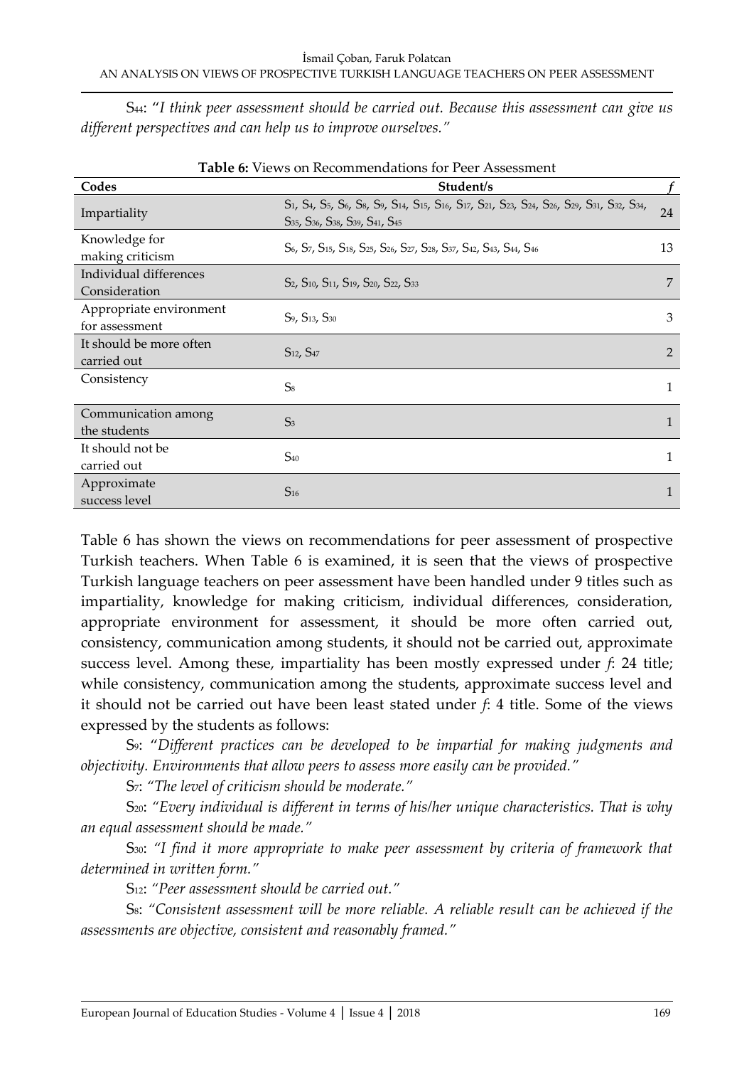S44: "*I think peer assessment should be carried out. Because this assessment can give us different perspectives and can help us to improve ourselves.*"

**Table 6:** Views on Recommendations for Peer Assessment

| Codes | Student/s | *f* |
|---|---|---|
| Impartiality | S1, S4, S5, S6, S8, S9, S14, S15, S16, S17, S21, S23, S24, S26, S29, S31, S32, S34, S35, S36, S38, S39, S41, S45 | 24 |
| Knowledge for making criticism | S6, S7, S15, S18, S25, S26, S27, S28, S37, S42, S43, S44, S46 | 13 |
| Individual differences Consideration | S2, S10, S11, S19, S20, S22, S33 | 7 |
| Appropriate environment for assessment | S9, S13, S30 | 3 |
| It should be more often carried out | S12, S47 | 2 |
| Consistency | S8 | 1 |
| Communication among the students | S3 | 1 |
| It should not be carried out | S40 | 1 |
| Approximate success level | S16 | 1 |

Table 6 has shown the views on recommendations for peer assessment of prospective Turkish teachers. When Table 6 is examined, it is seen that the views of prospective Turkish language teachers on peer assessment have been handled under 9 titles such as impartiality, knowledge for making criticism, individual differences, consideration, appropriate environment for assessment, it should be more often carried out, consistency, communication among students, it should not be carried out, approximate success level. Among these, impartiality has been mostly expressed under *f*: 24 title; while consistency, communication among the students, approximate success level and it should not be carried out have been least stated under *f*: 4 title. Some of the views expressed by the students as follows:

S9: "*Different practices can be developed to be impartial for making judgments and objectivity. Environments that allow peers to assess more easily can be provided.*"

S7: *"The level of criticism should be moderate."*

S20: *"Every individual is different in terms of his/her unique characteristics. That is why an equal assessment should be made."*

S30: *"I find it more appropriate to make peer assessment by criteria of framework that determined in written form."*

S12: *"Peer assessment should be carried out."*

S8: *"Consistent assessment will be more reliable. A reliable result can be achieved if the assessments are objective, consistent and reasonably framed."*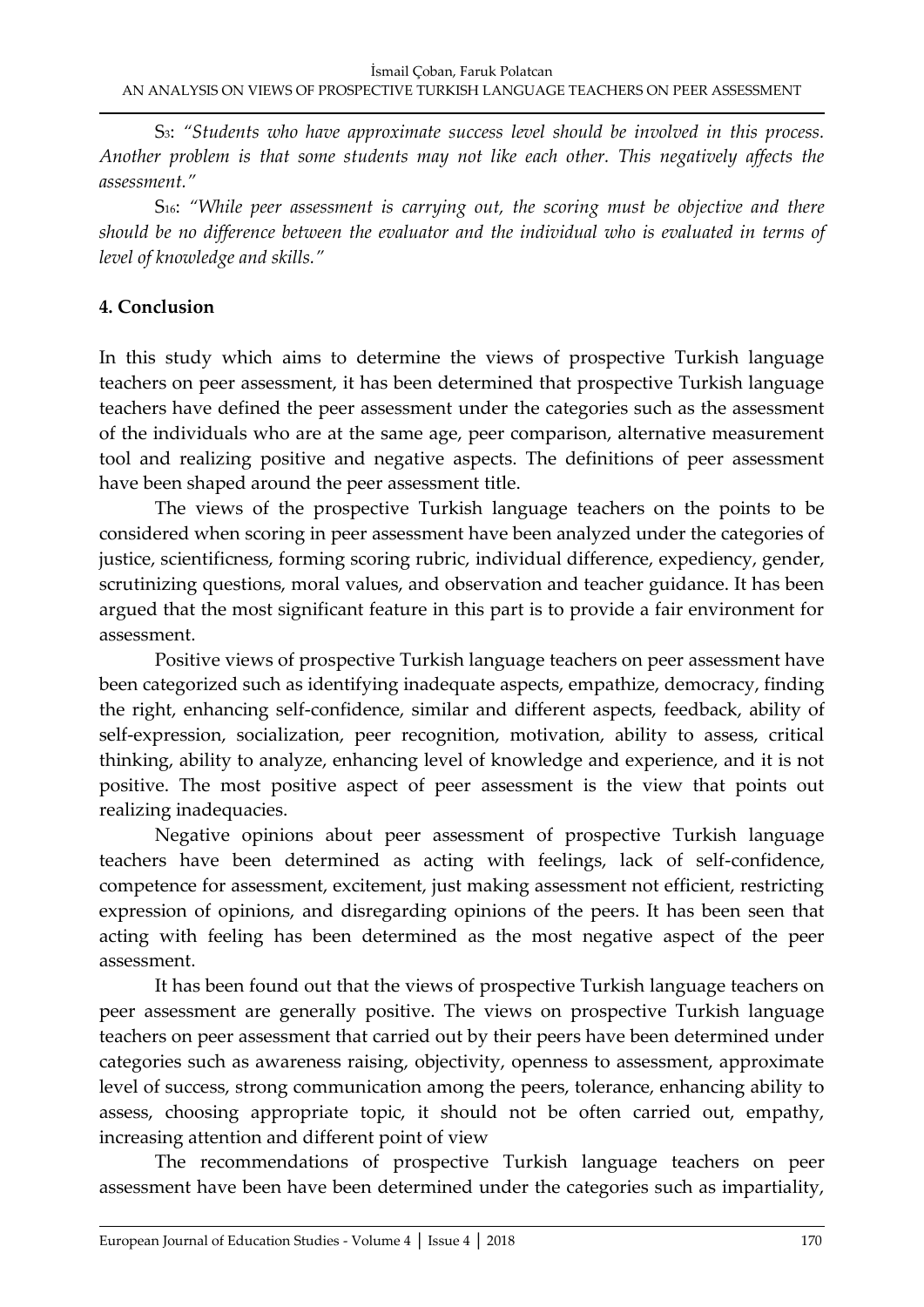S3: *"Students who have approximate success level should be involved in this process. Another problem is that some students may not like each other. This negatively affects the assessment."*

S16: *"While peer assessment is carrying out, the scoring must be objective and there should be no difference between the evaluator and the individual who is evaluated in terms of level of knowledge and skills."*

## 4. Conclusion

In this study which aims to determine the views of prospective Turkish language teachers on peer assessment, it has been determined that prospective Turkish language teachers have defined the peer assessment under the categories such as the assessment of the individuals who are at the same age, peer comparison, alternative measurement tool and realizing positive and negative aspects. The definitions of peer assessment have been shaped around the peer assessment title.

The views of the prospective Turkish language teachers on the points to be considered when scoring in peer assessment have been analyzed under the categories of justice, scientificness, forming scoring rubric, individual difference, expediency, gender, scrutinizing questions, moral values, and observation and teacher guidance. It has been argued that the most significant feature in this part is to provide a fair environment for assessment.

Positive views of prospective Turkish language teachers on peer assessment have been categorized such as identifying inadequate aspects, empathize, democracy, finding the right, enhancing self-confidence, similar and different aspects, feedback, ability of self-expression, socialization, peer recognition, motivation, ability to assess, critical thinking, ability to analyze, enhancing level of knowledge and experience, and it is not positive. The most positive aspect of peer assessment is the view that points out realizing inadequacies.

Negative opinions about peer assessment of prospective Turkish language teachers have been determined as acting with feelings, lack of self-confidence, competence for assessment, excitement, just making assessment not efficient, restricting expression of opinions, and disregarding opinions of the peers. It has been seen that acting with feeling has been determined as the most negative aspect of the peer assessment.

It has been found out that the views of prospective Turkish language teachers on peer assessment are generally positive. The views on prospective Turkish language teachers on peer assessment that carried out by their peers have been determined under categories such as awareness raising, objectivity, openness to assessment, approximate level of success, strong communication among the peers, tolerance, enhancing ability to assess, choosing appropriate topic, it should not be often carried out, empathy, increasing attention and different point of view

The recommendations of prospective Turkish language teachers on peer assessment have been have been determined under the categories such as impartiality,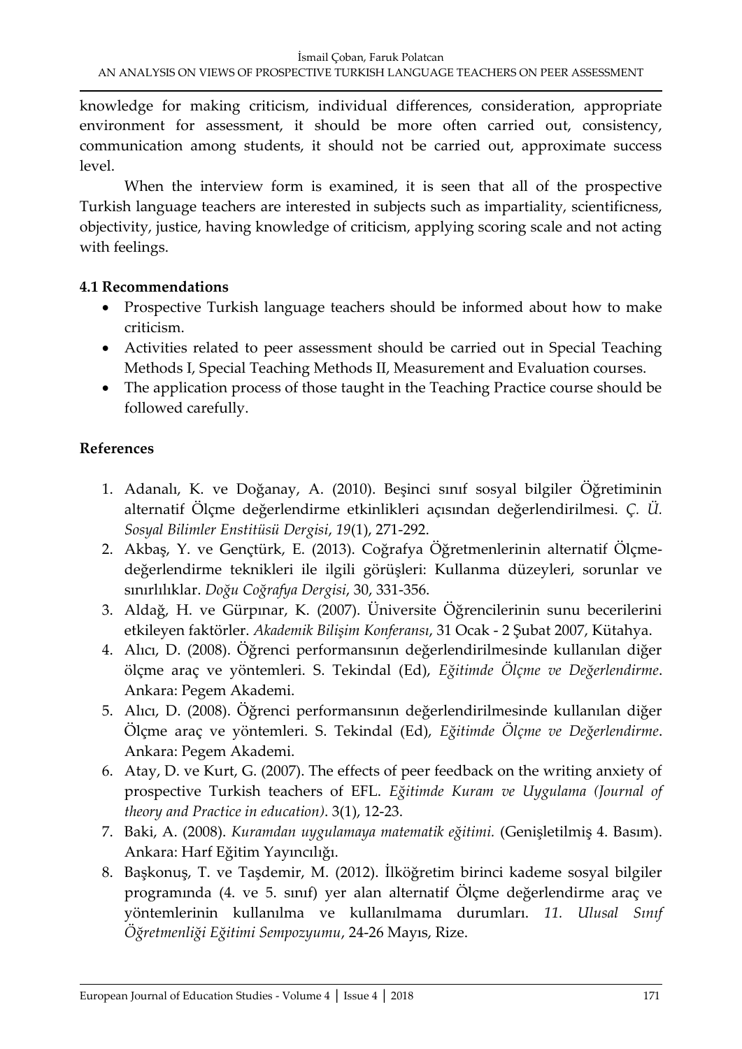knowledge for making criticism, individual differences, consideration, appropriate environment for assessment, it should be more often carried out, consistency, communication among students, it should not be carried out, approximate success level.

When the interview form is examined, it is seen that all of the prospective Turkish language teachers are interested in subjects such as impartiality, scientificness, objectivity, justice, having knowledge of criticism, applying scoring scale and not acting with feelings.

### 4.1 Recommendations

- Prospective Turkish language teachers should be informed about how to make criticism.
- Activities related to peer assessment should be carried out in Special Teaching Methods I, Special Teaching Methods II, Measurement and Evaluation courses.
- The application process of those taught in the Teaching Practice course should be followed carefully.

## References

1. Adanalı, K. ve Doğanay, A. (2010). Beşinci sınıf sosyal bilgiler Öğretiminin alternatif Ölçme değerlendirme etkinlikleri açısından değerlendirilmesi. *Ç. Ü. Sosyal Bilimler Enstitüsü Dergisi*, *19*(1), 271-292.
2. Akbaş, Y. ve Gençtürk, E. (2013). Coğrafya Öğretmenlerinin alternatif Ölçme-değerlendirme teknikleri ile ilgili görüşleri: Kullanma düzeyleri, sorunlar ve sınırlılıklar. *Doğu Coğrafya Dergisi*, 30, 331-356.
3. Aldağ, H. ve Gürpınar, K. (2007). Üniversite Öğrencilerinin sunu becerilerini etkileyen faktörler. *Akademik Bilişim Konferansı*, 31 Ocak - 2 Şubat 2007, Kütahya.
4. Alıcı, D. (2008). Öğrenci performansının değerlendirilmesinde kullanılan diğer ölçme araç ve yöntemleri. S. Tekindal (Ed), *Eğitimde Ölçme ve Değerlendirme*. Ankara: Pegem Akademi.
5. Alıcı, D. (2008). Öğrenci performansının değerlendirilmesinde kullanılan diğer Ölçme araç ve yöntemleri. S. Tekindal (Ed), *Eğitimde Ölçme ve Değerlendirme*. Ankara: Pegem Akademi.
6. Atay, D. ve Kurt, G. (2007). The effects of peer feedback on the writing anxiety of prospective Turkish teachers of EFL. *Eğitimde Kuram ve Uygulama (Journal of theory and Practice in education)*. 3(1), 12-23.
7. Baki, A. (2008). *Kuramdan uygulamaya matematik eğitimi.* (Genişletilmiş 4. Basım). Ankara: Harf Eğitim Yayıncılığı.
8. Başkonuş, T. ve Taşdemir, M. (2012). İlköğretim birinci kademe sosyal bilgiler programında (4. ve 5. sınıf) yer alan alternatif Ölçme değerlendirme araç ve yöntemlerinin kullanılma ve kullanılmama durumları. *11. Ulusal Sınıf Öğretmenliği Eğitimi Sempozyumu*, 24-26 Mayıs, Rize.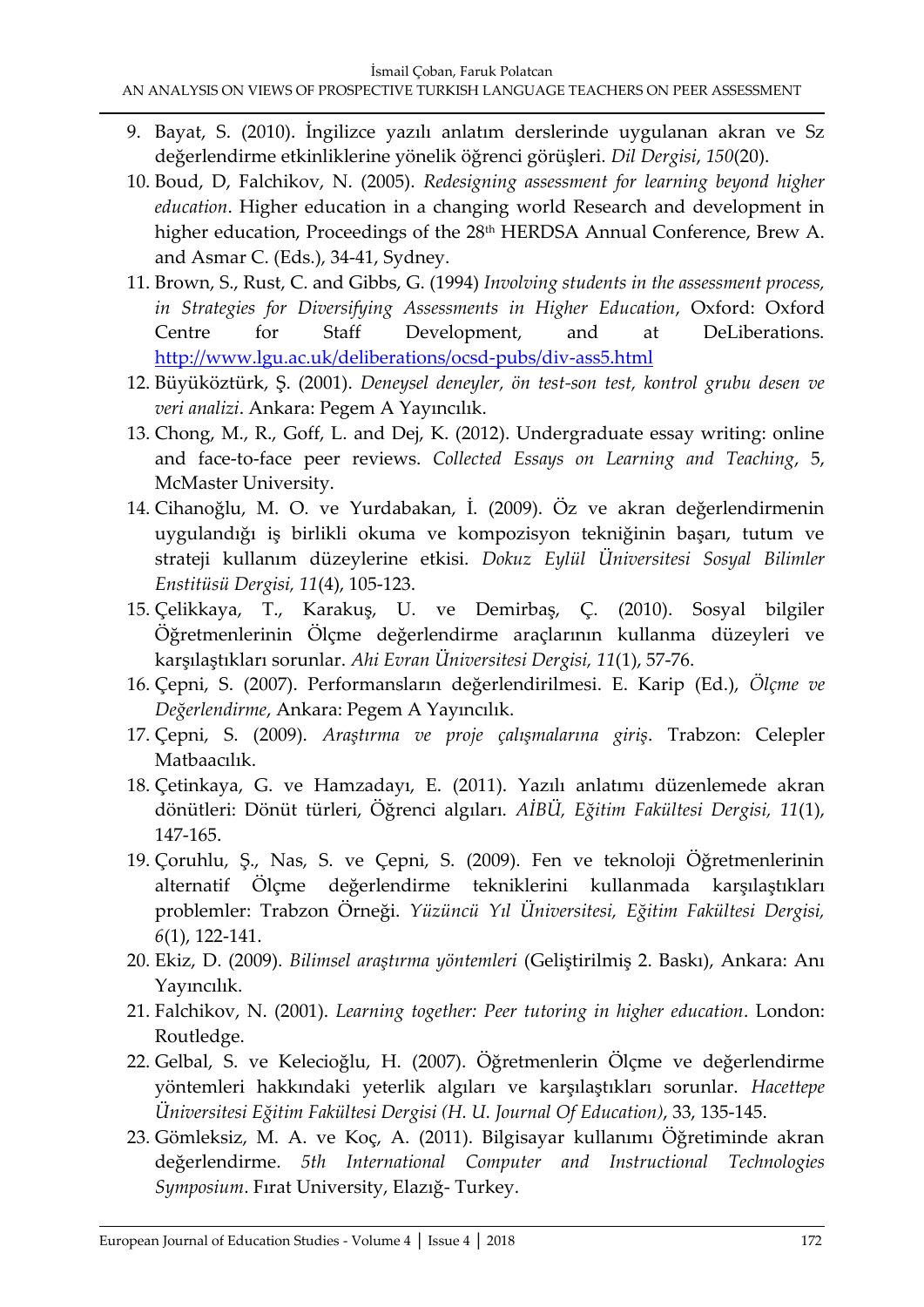9. Bayat, S. (2010). İngilizce yazılı anlatım derslerinde uygulanan akran ve Sz değerlendirme etkinliklerine yönelik öğrenci görüşleri. *Dil Dergisi*, *150*(20).
10. Boud, D, Falchikov, N. (2005). *Redesigning assessment for learning beyond higher education*. Higher education in a changing world Research and development in higher education, Proceedings of the 28th HERDSA Annual Conference, Brew A. and Asmar C. (Eds.), 34-41, Sydney.
11. Brown, S., Rust, C. and Gibbs, G. (1994) *Involving students in the assessment process, in Strategies for Diversifying Assessments in Higher Education*, Oxford: Oxford Centre for Staff Development, and at DeLiberations. http://www.lgu.ac.uk/deliberations/ocsd-pubs/div-ass5.html
12. Büyüköztürk, Ş. (2001). *Deneysel deneyler, ön test-son test, kontrol grubu desen ve veri analizi*. Ankara: Pegem A Yayıncılık.
13. Chong, M., R., Goff, L. and Dej, K. (2012). Undergraduate essay writing: online and face-to-face peer reviews. *Collected Essays on Learning and Teaching*, 5, McMaster University.
14. Cihanoğlu, M. O. ve Yurdabakan, İ. (2009). Öz ve akran değerlendirmenin uygulandığı iş birlikli okuma ve kompozisyon tekniğinin başarı, tutum ve strateji kullanım düzeylerine etkisi. *Dokuz Eylül Üniversitesi Sosyal Bilimler Enstitüsü Dergisi, 11*(4), 105-123.
15. Çelikkaya, T., Karakuş, U. ve Demirbaş, Ç. (2010). Sosyal bilgiler Öğretmenlerinin Ölçme değerlendirme araçlarının kullanma düzeyleri ve karşılaştıkları sorunlar. *Ahi Evran Üniversitesi Dergisi, 11*(1), 57-76.
16. Çepni, S. (2007). Performansların değerlendirilmesi. E. Karip (Ed.), *Ölçme ve Değerlendirme*, Ankara: Pegem A Yayıncılık.
17. Çepni, S. (2009). *Araştırma ve proje çalışmalarına giriş*. Trabzon: Celepler Matbaacılık.
18. Çetinkaya, G. ve Hamzadayı, E. (2011). Yazılı anlatımı düzenlemede akran dönütleri: Dönüt türleri, Öğrenci algıları. *AİBÜ, Eğitim Fakültesi Dergisi, 11*(1), 147-165.
19. Çoruhlu, Ş., Nas, S. ve Çepni, S. (2009). Fen ve teknoloji Öğretmenlerinin alternatif Ölçme değerlendirme tekniklerini kullanmada karşılaştıkları problemler: Trabzon Örneği. *Yüzüncü Yıl Üniversitesi, Eğitim Fakültesi Dergisi, 6*(1), 122-141.
20. Ekiz, D. (2009). *Bilimsel araştırma yöntemleri* (Geliştirilmiş 2. Baskı), Ankara: Anı Yayıncılık.
21. Falchikov, N. (2001). *Learning together: Peer tutoring in higher education*. London: Routledge.
22. Gelbal, S. ve Kelecioğlu, H. (2007). Öğretmenlerin Ölçme ve değerlendirme yöntemleri hakkındaki yeterlik algıları ve karşılaştıkları sorunlar. *Hacettepe Üniversitesi Eğitim Fakültesi Dergisi (H. U. Journal Of Education)*, 33, 135-145.
23. Gömleksiz, M. A. ve Koç, A. (2011). Bilgisayar kullanımı Öğretiminde akran değerlendirme. *5th International Computer and Instructional Technologies Symposium*. Fırat University, Elazığ- Turkey.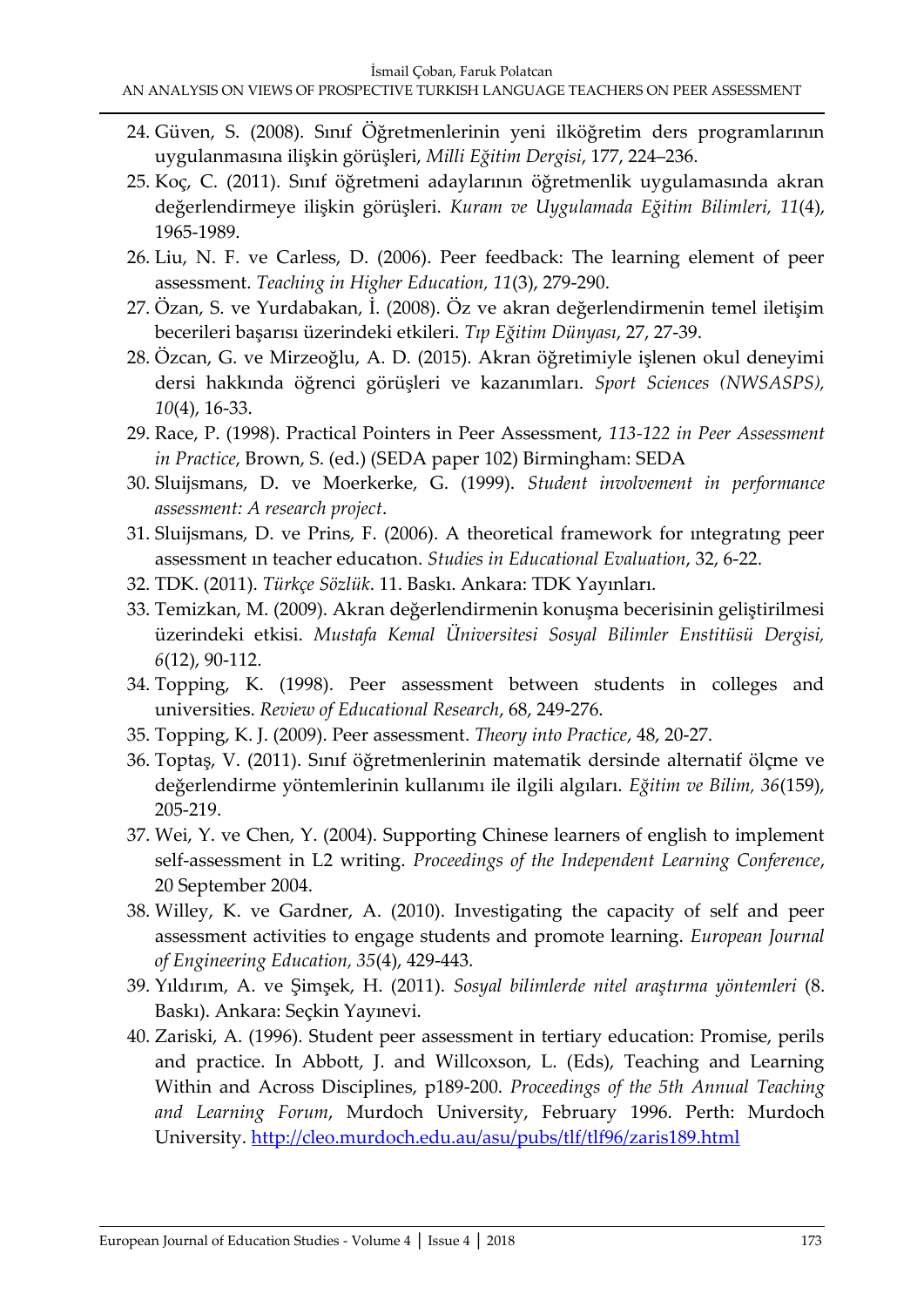24. Güven, S. (2008). Sınıf Öğretmenlerinin yeni ilköğretim ders programlarının uygulanmasına ilişkin görüşleri, *Milli Eğitim Dergisi*, 177, 224–236.
25. Koç, C. (2011). Sınıf öğretmeni adaylarının öğretmenlik uygulamasında akran değerlendirmeye ilişkin görüşleri. *Kuram ve Uygulamada Eğitim Bilimleri, 11*(4), 1965-1989.
26. Liu, N. F. ve Carless, D. (2006). Peer feedback: The learning element of peer assessment. *Teaching in Higher Education, 11*(3), 279-290.
27. Özan, S. ve Yurdabakan, İ. (2008). Öz ve akran değerlendirmenin temel iletişim becerileri başarısı üzerindeki etkileri. *Tıp Eğitim Dünyası*, 27, 27-39.
28. Özcan, G. ve Mirzeoğlu, A. D. (2015). Akran öğretimiyle işlenen okul deneyimi dersi hakkında öğrenci görüşleri ve kazanımları. *Sport Sciences (NWSASPS), 10*(4), 16-33.
29. Race, P. (1998). Practical Pointers in Peer Assessment, *113-122 in Peer Assessment in Practice*, Brown, S. (ed.) (SEDA paper 102) Birmingham: SEDA
30. Sluijsmans, D. ve Moerkerke, G. (1999). *Student involvement in performance assessment: A research project*.
31. Sluijsmans, D. ve Prins, F. (2006). A theoretical framework for ıntegratıng peer assessment ın teacher educatıon. *Studies in Educational Evaluation*, 32, 6-22.
32. TDK. (2011). *Türkçe Sözlük*. 11. Baskı. Ankara: TDK Yayınları.
33. Temizkan, M. (2009). Akran değerlendirmenin konuşma becerisinin geliştirilmesi üzerindeki etkisi. *Mustafa Kemal Üniversitesi Sosyal Bilimler Enstitüsü Dergisi, 6*(12), 90-112.
34. Topping, K. (1998). Peer assessment between students in colleges and universities. *Review of Educational Research*, 68, 249-276.
35. Topping, K. J. (2009). Peer assessment. *Theory into Practice*, 48, 20-27.
36. Toptaş, V. (2011). Sınıf öğretmenlerinin matematik dersinde alternatif ölçme ve değerlendirme yöntemlerinin kullanımı ile ilgili algıları. *Eğitim ve Bilim, 36*(159), 205-219.
37. Wei, Y. ve Chen, Y. (2004). Supporting Chinese learners of english to implement self-assessment in L2 writing. *Proceedings of the Independent Learning Conference*, 20 September 2004.
38. Willey, K. ve Gardner, A. (2010). Investigating the capacity of self and peer assessment activities to engage students and promote learning. *European Journal of Engineering Education, 35*(4), 429-443.
39. Yıldırım, A. ve Şimşek, H. (2011). *Sosyal bilimlerde nitel araştırma yöntemleri* (8. Baskı). Ankara: Seçkin Yayınevi.
40. Zariski, A. (1996). Student peer assessment in tertiary education: Promise, perils and practice. In Abbott, J. and Willcoxson, L. (Eds), Teaching and Learning Within and Across Disciplines, p189-200. *Proceedings of the 5th Annual Teaching and Learning Forum*, Murdoch University, February 1996. Perth: Murdoch University. http://cleo.murdoch.edu.au/asu/pubs/tlf/tlf96/zaris189.html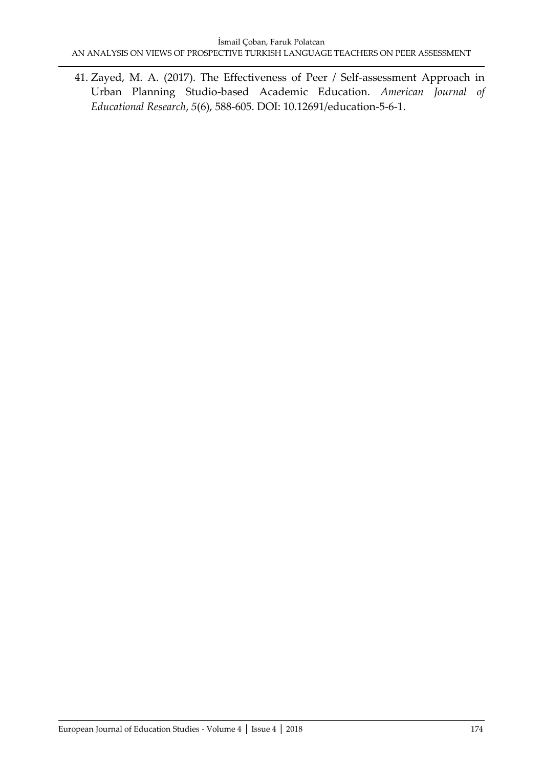41. Zayed, M. A. (2017). The Effectiveness of Peer / Self-assessment Approach in Urban Planning Studio-based Academic Education. *American Journal of Educational Research*, *5*(6), 588-605. DOI: 10.12691/education-5-6-1.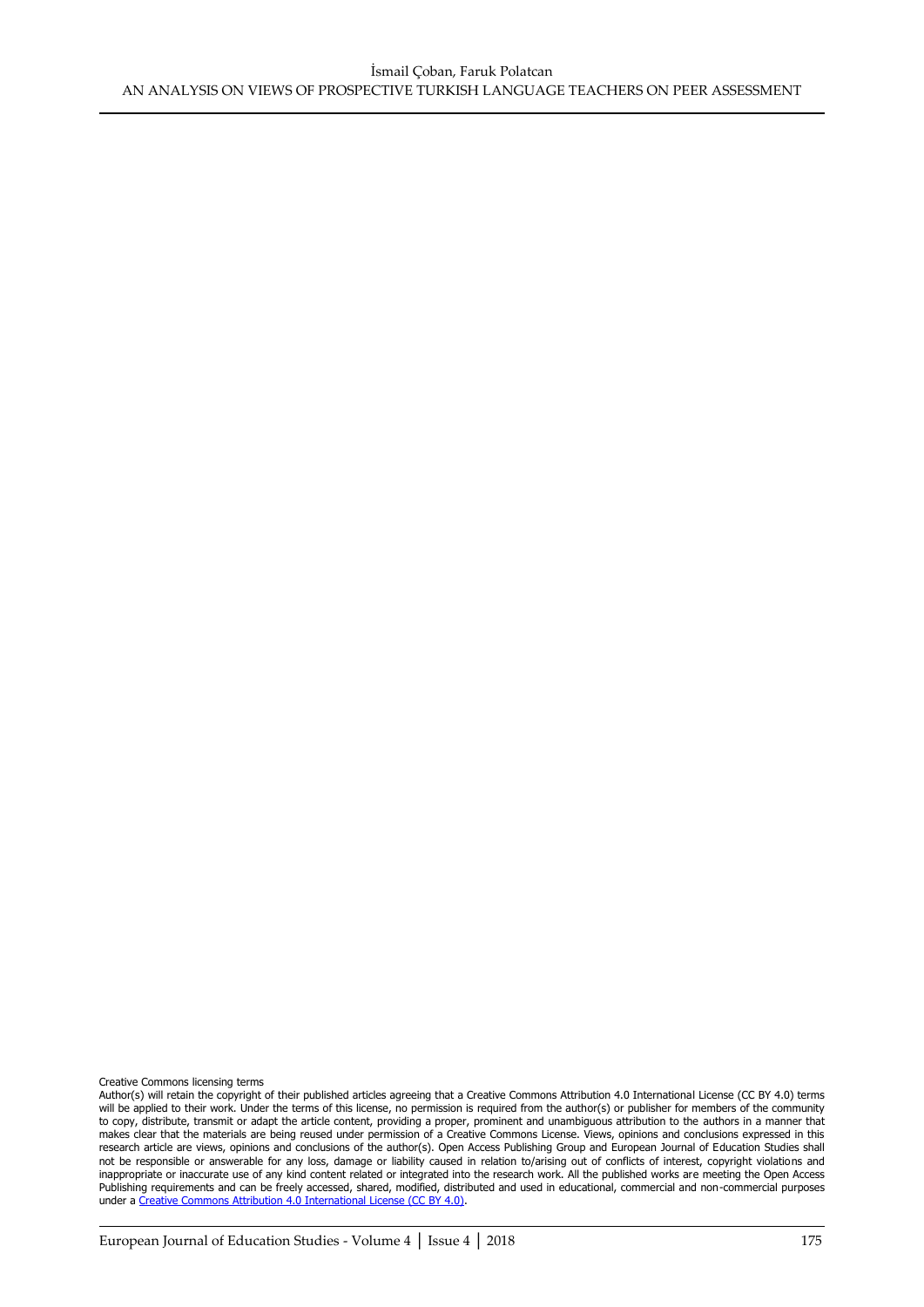Creative Commons licensing terms

Author(s) will retain the copyright of their published articles agreeing that a Creative Commons Attribution 4.0 International License (CC BY 4.0) terms will be applied to their work. Under the terms of this license, no permission is required from the author(s) or publisher for members of the community to copy, distribute, transmit or adapt the article content, providing a proper, prominent and unambiguous attribution to the authors in a manner that makes clear that the materials are being reused under permission of a Creative Commons License. Views, opinions and conclusions expressed in this research article are views, opinions and conclusions of the author(s). Open Access Publishing Group and European Journal of Education Studies shall not be responsible or answerable for any loss, damage or liability caused in relation to/arising out of conflicts of interest, copyright violations and inappropriate or inaccurate use of any kind content related or integrated into the research work. All the published works are meeting the Open Access Publishing requirements and can be freely accessed, shared, modified, distributed and used in educational, commercial and non-commercial purposes under a Creative Commons Attribution 4.0 International License (CC BY 4.0).